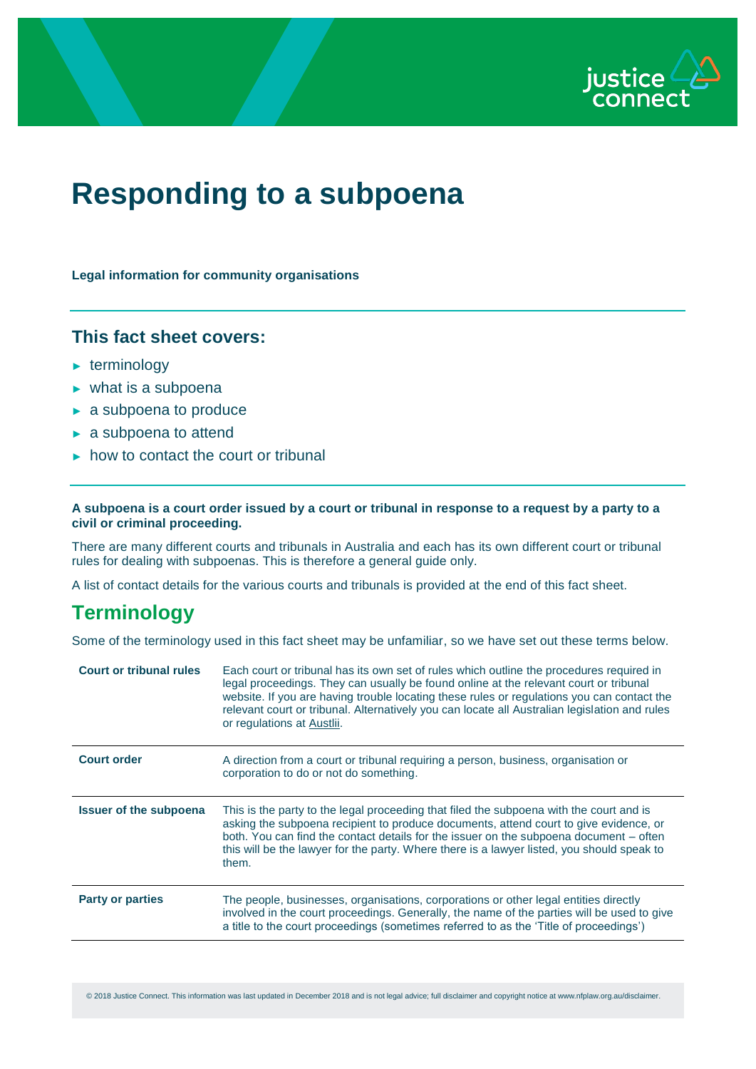# Responding to a subpoena

**Legal information for community organisations**

## This fact sheet covers:

- terminology
- what is a subpoena
- a subpoena to produce
- a subpoena to attend
- how to contact the court or tribunal

**A subpoena is a court order issued by a court or tribunal in response to a request by a party to a civil or criminal proceeding.**

There are many different courts and tribunals in Australia and each has its own different court or tribunal rules for dealing with subpoenas. This is therefore a general guide only.

A list of contact details for the various courts and tribunals is provided at the end of this fact sheet.

## Terminology

Some of the terminology used in this fact sheet may be unfamiliar, so we have set out these terms below.

| | |
|---|---|
| **Court or tribunal rules** | Each court or tribunal has its own set of rules which outline the procedures required in legal proceedings. They can usually be found online at the relevant court or tribunal website. If you are having trouble locating these rules or regulations you can contact the relevant court or tribunal. Alternatively you can locate all Australian legislation and rules or regulations at Austlii. |
| **Court order** | A direction from a court or tribunal requiring a person, business, organisation or corporation to do or not do something. |
| **Issuer of the subpoena** | This is the party to the legal proceeding that filed the subpoena with the court and is asking the subpoena recipient to produce documents, attend court to give evidence, or both. You can find the contact details for the issuer on the subpoena document – often this will be the lawyer for the party. Where there is a lawyer listed, you should speak to them. |
| **Party or parties** | The people, businesses, organisations, corporations or other legal entities directly involved in the court proceedings. Generally, the name of the parties will be used to give a title to the court proceedings (sometimes referred to as the 'Title of proceedings') |

© 2018 Justice Connect. This information was last updated in December 2018 and is not legal advice; full disclaimer and copyright notice at www.nfplaw.org.au/disclaimer.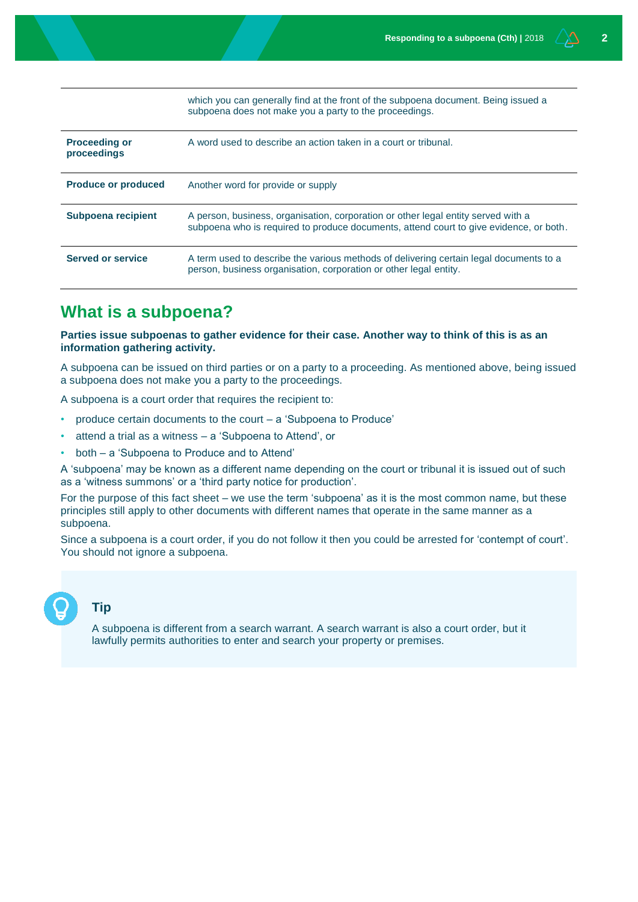| | |
|---|---|
| | which you can generally find at the front of the subpoena document. Being issued a subpoena does not make you a party to the proceedings. |
| **Proceeding or proceedings** | A word used to describe an action taken in a court or tribunal. |
| **Produce or produced** | Another word for provide or supply |
| **Subpoena recipient** | A person, business, organisation, corporation or other legal entity served with a subpoena who is required to produce documents, attend court to give evidence, or both. |
| **Served or service** | A term used to describe the various methods of delivering certain legal documents to a person, business organisation, corporation or other legal entity. |

## What is a subpoena?

**Parties issue subpoenas to gather evidence for their case. Another way to think of this is as an information gathering activity.**

A subpoena can be issued on third parties or on a party to a proceeding. As mentioned above, being issued a subpoena does not make you a party to the proceedings.

A subpoena is a court order that requires the recipient to:

- produce certain documents to the court – a 'Subpoena to Produce'
- attend a trial as a witness – a 'Subpoena to Attend', or
- both – a 'Subpoena to Produce and to Attend'

A 'subpoena' may be known as a different name depending on the court or tribunal it is issued out of such as a 'witness summons' or a 'third party notice for production'.

For the purpose of this fact sheet – we use the term 'subpoena' as it is the most common name, but these principles still apply to other documents with different names that operate in the same manner as a subpoena.

Since a subpoena is a court order, if you do not follow it then you could be arrested for 'contempt of court'. You should not ignore a subpoena.

### Tip

A subpoena is different from a search warrant. A search warrant is also a court order, but it lawfully permits authorities to enter and search your property or premises.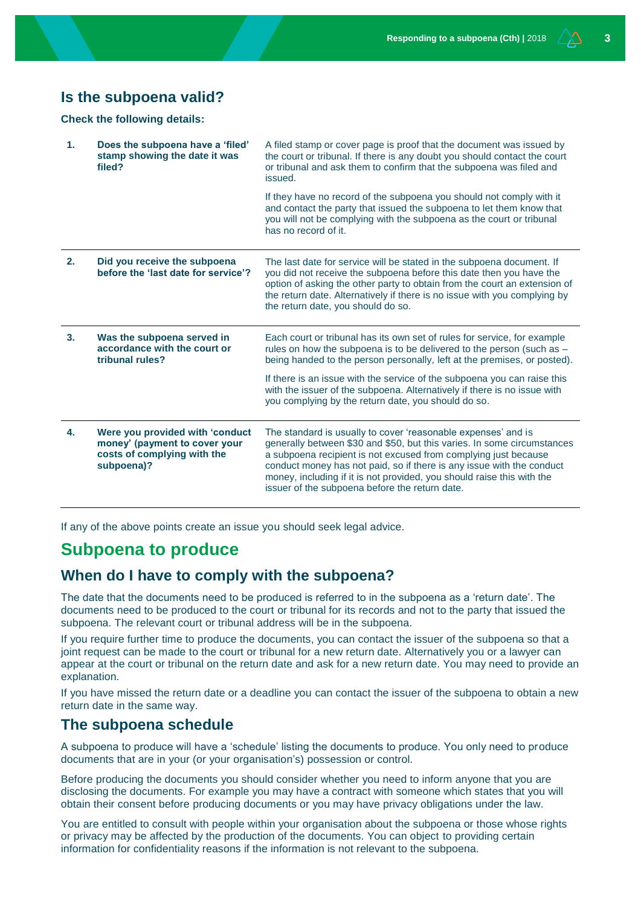## Is the subpoena valid?

**Check the following details:**

| | | |
|---|---|---|
| **1.** | **Does the subpoena have a 'filed' stamp showing the date it was filed?** | A filed stamp or cover page is proof that the document was issued by the court or tribunal. If there is any doubt you should contact the court or tribunal and ask them to confirm that the subpoena was filed and issued.<br><br>If they have no record of the subpoena you should not comply with it and contact the party that issued the subpoena to let them know that you will not be complying with the subpoena as the court or tribunal has no record of it. |
| **2.** | **Did you receive the subpoena before the 'last date for service'?** | The last date for service will be stated in the subpoena document. If you did not receive the subpoena before this date then you have the option of asking the other party to obtain from the court an extension of the return date. Alternatively if there is no issue with you complying by the return date, you should do so. |
| **3.** | **Was the subpoena served in accordance with the court or tribunal rules?** | Each court or tribunal has its own set of rules for service, for example rules on how the subpoena is to be delivered to the person (such as – being handed to the person personally, left at the premises, or posted).<br><br>If there is an issue with the service of the subpoena you can raise this with the issuer of the subpoena. Alternatively if there is no issue with you complying by the return date, you should do so. |
| **4.** | **Were you provided with 'conduct money' (payment to cover your costs of complying with the subpoena)?** | The standard is usually to cover 'reasonable expenses' and is generally between $30 and $50, but this varies. In some circumstances a subpoena recipient is not excused from complying just because conduct money has not paid, so if there is any issue with the conduct money, including if it is not provided, you should raise this with the issuer of the subpoena before the return date. |

If any of the above points create an issue you should seek legal advice.

# Subpoena to produce

## When do I have to comply with the subpoena?

The date that the documents need to be produced is referred to in the subpoena as a 'return date'. The documents need to be produced to the court or tribunal for its records and not to the party that issued the subpoena. The relevant court or tribunal address will be in the subpoena.

If you require further time to produce the documents, you can contact the issuer of the subpoena so that a joint request can be made to the court or tribunal for a new return date. Alternatively you or a lawyer can appear at the court or tribunal on the return date and ask for a new return date. You may need to provide an explanation.

If you have missed the return date or a deadline you can contact the issuer of the subpoena to obtain a new return date in the same way.

## The subpoena schedule

A subpoena to produce will have a 'schedule' listing the documents to produce. You only need to produce documents that are in your (or your organisation's) possession or control.

Before producing the documents you should consider whether you need to inform anyone that you are disclosing the documents. For example you may have a contract with someone which states that you will obtain their consent before producing documents or you may have privacy obligations under the law.

You are entitled to consult with people within your organisation about the subpoena or those whose rights or privacy may be affected by the production of the documents. You can object to providing certain information for confidentiality reasons if the information is not relevant to the subpoena.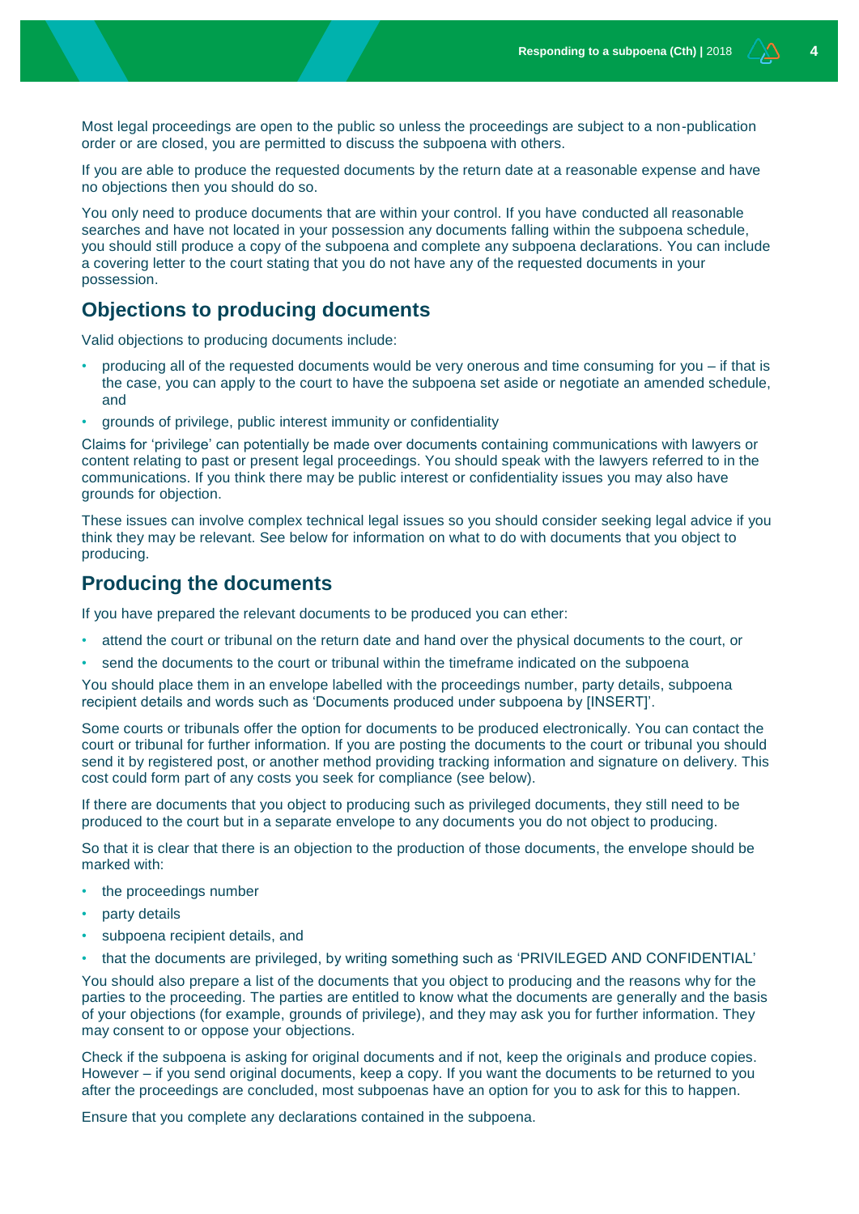Most legal proceedings are open to the public so unless the proceedings are subject to a non-publication order or are closed, you are permitted to discuss the subpoena with others.

If you are able to produce the requested documents by the return date at a reasonable expense and have no objections then you should do so.

You only need to produce documents that are within your control. If you have conducted all reasonable searches and have not located in your possession any documents falling within the subpoena schedule, you should still produce a copy of the subpoena and complete any subpoena declarations. You can include a covering letter to the court stating that you do not have any of the requested documents in your possession.

## Objections to producing documents

Valid objections to producing documents include:

- producing all of the requested documents would be very onerous and time consuming for you – if that is the case, you can apply to the court to have the subpoena set aside or negotiate an amended schedule, and
- grounds of privilege, public interest immunity or confidentiality

Claims for 'privilege' can potentially be made over documents containing communications with lawyers or content relating to past or present legal proceedings. You should speak with the lawyers referred to in the communications. If you think there may be public interest or confidentiality issues you may also have grounds for objection.

These issues can involve complex technical legal issues so you should consider seeking legal advice if you think they may be relevant. See below for information on what to do with documents that you object to producing.

## Producing the documents

If you have prepared the relevant documents to be produced you can ether:

- attend the court or tribunal on the return date and hand over the physical documents to the court, or
- send the documents to the court or tribunal within the timeframe indicated on the subpoena

You should place them in an envelope labelled with the proceedings number, party details, subpoena recipient details and words such as 'Documents produced under subpoena by [INSERT]'.

Some courts or tribunals offer the option for documents to be produced electronically. You can contact the court or tribunal for further information. If you are posting the documents to the court or tribunal you should send it by registered post, or another method providing tracking information and signature on delivery. This cost could form part of any costs you seek for compliance (see below).

If there are documents that you object to producing such as privileged documents, they still need to be produced to the court but in a separate envelope to any documents you do not object to producing.

So that it is clear that there is an objection to the production of those documents, the envelope should be marked with:

- the proceedings number
- party details
- subpoena recipient details, and
- that the documents are privileged, by writing something such as 'PRIVILEGED AND CONFIDENTIAL'

You should also prepare a list of the documents that you object to producing and the reasons why for the parties to the proceeding. The parties are entitled to know what the documents are generally and the basis of your objections (for example, grounds of privilege), and they may ask you for further information. They may consent to or oppose your objections.

Check if the subpoena is asking for original documents and if not, keep the originals and produce copies. However – if you send original documents, keep a copy. If you want the documents to be returned to you after the proceedings are concluded, most subpoenas have an option for you to ask for this to happen.

Ensure that you complete any declarations contained in the subpoena.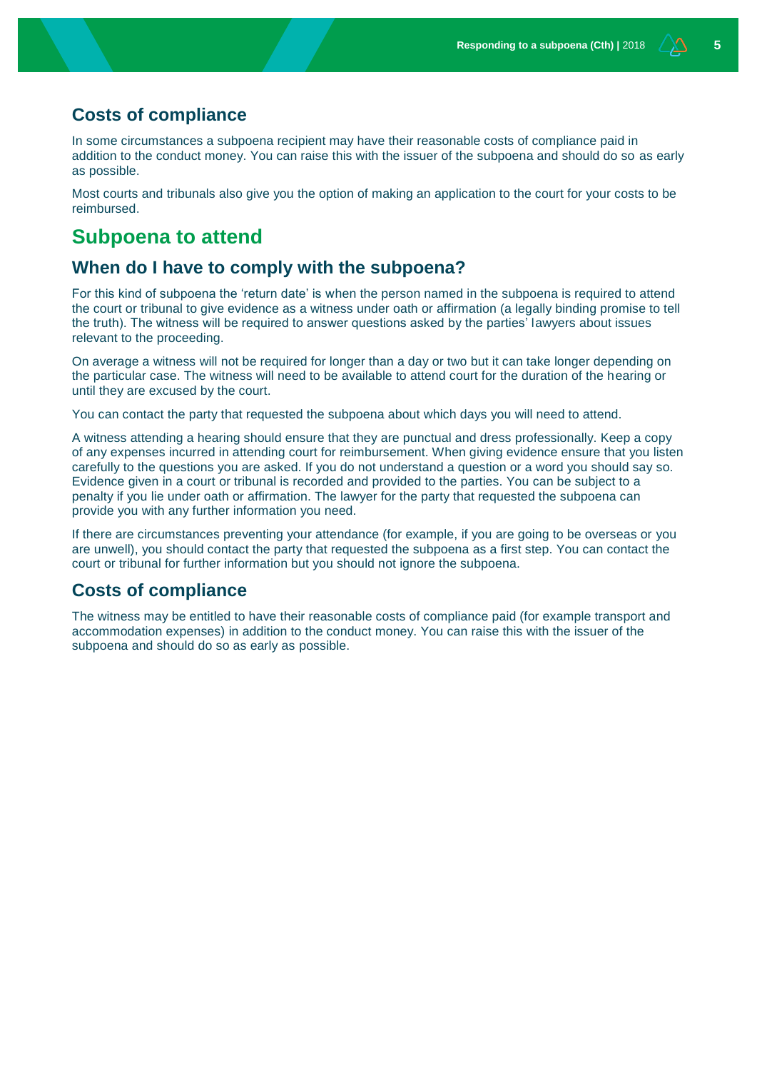### Costs of compliance

In some circumstances a subpoena recipient may have their reasonable costs of compliance paid in addition to the conduct money. You can raise this with the issuer of the subpoena and should do so as early as possible.

Most courts and tribunals also give you the option of making an application to the court for your costs to be reimbursed.

## Subpoena to attend

### When do I have to comply with the subpoena?

For this kind of subpoena the 'return date' is when the person named in the subpoena is required to attend the court or tribunal to give evidence as a witness under oath or affirmation (a legally binding promise to tell the truth). The witness will be required to answer questions asked by the parties' lawyers about issues relevant to the proceeding.

On average a witness will not be required for longer than a day or two but it can take longer depending on the particular case. The witness will need to be available to attend court for the duration of the hearing or until they are excused by the court.

You can contact the party that requested the subpoena about which days you will need to attend.

A witness attending a hearing should ensure that they are punctual and dress professionally. Keep a copy of any expenses incurred in attending court for reimbursement. When giving evidence ensure that you listen carefully to the questions you are asked. If you do not understand a question or a word you should say so. Evidence given in a court or tribunal is recorded and provided to the parties. You can be subject to a penalty if you lie under oath or affirmation. The lawyer for the party that requested the subpoena can provide you with any further information you need.

If there are circumstances preventing your attendance (for example, if you are going to be overseas or you are unwell), you should contact the party that requested the subpoena as a first step. You can contact the court or tribunal for further information but you should not ignore the subpoena.

### Costs of compliance

The witness may be entitled to have their reasonable costs of compliance paid (for example transport and accommodation expenses) in addition to the conduct money. You can raise this with the issuer of the subpoena and should do so as early as possible.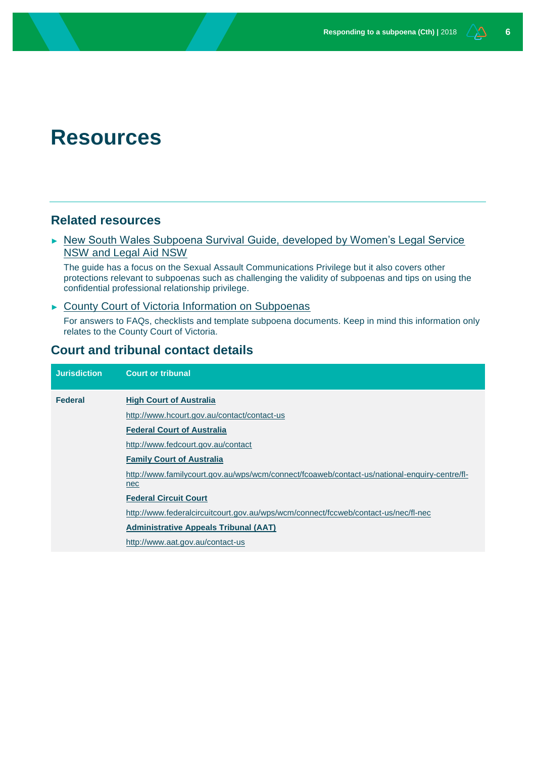# Resources

## Related resources

- New South Wales Subpoena Survival Guide, developed by Women's Legal Service NSW and Legal Aid NSW

  The guide has a focus on the Sexual Assault Communications Privilege but it also covers other protections relevant to subpoenas such as challenging the validity of subpoenas and tips on using the confidential professional relationship privilege.

- County Court of Victoria Information on Subpoenas

  For answers to FAQs, checklists and template subpoena documents. Keep in mind this information only relates to the County Court of Victoria.

## Court and tribunal contact details

| Jurisdiction | Court or tribunal |
|---|---|
| **Federal** | **High Court of Australia**<br>http://www.hcourt.gov.au/contact/contact-us<br>**Federal Court of Australia**<br>http://www.fedcourt.gov.au/contact<br>**Family Court of Australia**<br>http://www.familycourt.gov.au/wps/wcm/connect/fcoaweb/contact-us/national-enquiry-centre/fl-nec<br>**Federal Circuit Court**<br>http://www.federalcircuitcourt.gov.au/wps/wcm/connect/fccweb/contact-us/nec/fl-nec<br>**Administrative Appeals Tribunal (AAT)**<br>http://www.aat.gov.au/contact-us |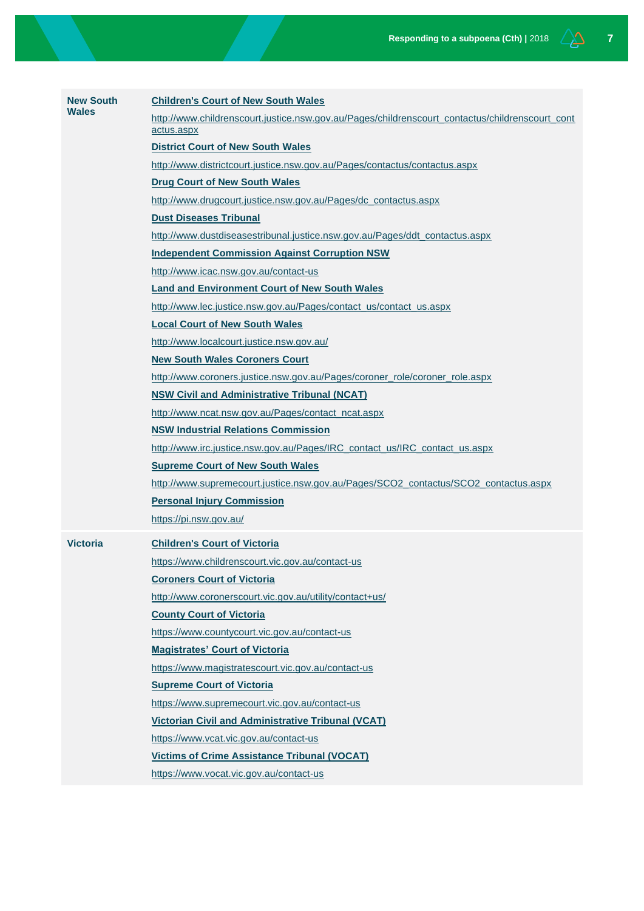| | |
|---|---|
| **New South Wales** | **Children's Court of New South Wales**<br>http://www.childrenscourt.justice.nsw.gov.au/Pages/childrenscourt_contactus/childrenscourt_contactus.aspx<br>**District Court of New South Wales**<br>http://www.districtcourt.justice.nsw.gov.au/Pages/contactus/contactus.aspx<br>**Drug Court of New South Wales**<br>http://www.drugcourt.justice.nsw.gov.au/Pages/dc_contactus.aspx<br>**Dust Diseases Tribunal**<br>http://www.dustdiseasestribunal.justice.nsw.gov.au/Pages/ddt_contactus.aspx<br>**Independent Commission Against Corruption NSW**<br>http://www.icac.nsw.gov.au/contact-us<br>**Land and Environment Court of New South Wales**<br>http://www.lec.justice.nsw.gov.au/Pages/contact_us/contact_us.aspx<br>**Local Court of New South Wales**<br>http://www.localcourt.justice.nsw.gov.au/<br>**New South Wales Coroners Court**<br>http://www.coroners.justice.nsw.gov.au/Pages/coroner_role/coroner_role.aspx<br>**NSW Civil and Administrative Tribunal (NCAT)**<br>http://www.ncat.nsw.gov.au/Pages/contact_ncat.aspx<br>**NSW Industrial Relations Commission**<br>http://www.irc.justice.nsw.gov.au/Pages/IRC_contact_us/IRC_contact_us.aspx<br>**Supreme Court of New South Wales**<br>http://www.supremecourt.justice.nsw.gov.au/Pages/SCO2_contactus/SCO2_contactus.aspx<br>**Personal Injury Commission**<br>https://pi.nsw.gov.au/ |
| **Victoria** | **Children's Court of Victoria**<br>https://www.childrenscourt.vic.gov.au/contact-us<br>**Coroners Court of Victoria**<br>http://www.coronerscourt.vic.gov.au/utility/contact+us/<br>**County Court of Victoria**<br>https://www.countycourt.vic.gov.au/contact-us<br>**Magistrates' Court of Victoria**<br>https://www.magistratescourt.vic.gov.au/contact-us<br>**Supreme Court of Victoria**<br>https://www.supremecourt.vic.gov.au/contact-us<br>**Victorian Civil and Administrative Tribunal (VCAT)**<br>https://www.vcat.vic.gov.au/contact-us<br>**Victims of Crime Assistance Tribunal (VOCAT)**<br>https://www.vocat.vic.gov.au/contact-us |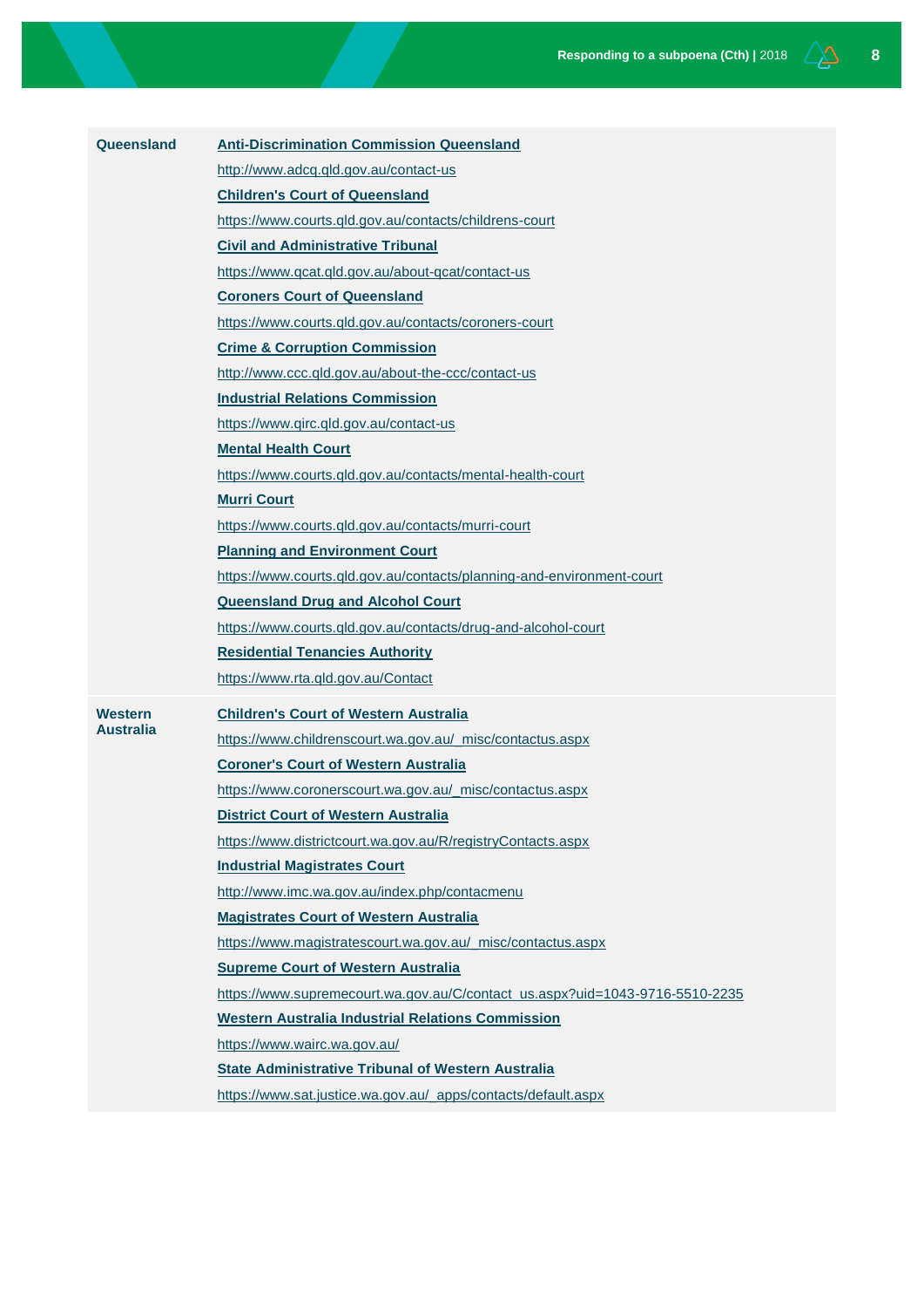| | |
|---|---|
| **Queensland** | **Anti-Discrimination Commission Queensland**<br>http://www.adcq.qld.gov.au/contact-us<br>**Children's Court of Queensland**<br>https://www.courts.qld.gov.au/contacts/childrens-court<br>**Civil and Administrative Tribunal**<br>https://www.qcat.qld.gov.au/about-qcat/contact-us<br>**Coroners Court of Queensland**<br>https://www.courts.qld.gov.au/contacts/coroners-court<br>**Crime & Corruption Commission**<br>http://www.ccc.qld.gov.au/about-the-ccc/contact-us<br>**Industrial Relations Commission**<br>https://www.qirc.qld.gov.au/contact-us<br>**Mental Health Court**<br>https://www.courts.qld.gov.au/contacts/mental-health-court<br>**Murri Court**<br>https://www.courts.qld.gov.au/contacts/murri-court<br>**Planning and Environment Court**<br>https://www.courts.qld.gov.au/contacts/planning-and-environment-court<br>**Queensland Drug and Alcohol Court**<br>https://www.courts.qld.gov.au/contacts/drug-and-alcohol-court<br>**Residential Tenancies Authority**<br>https://www.rta.qld.gov.au/Contact |
| **Western Australia** | **Children's Court of Western Australia**<br>https://www.childrenscourt.wa.gov.au/_misc/contactus.aspx<br>**Coroner's Court of Western Australia**<br>https://www.coronerscourt.wa.gov.au/_misc/contactus.aspx<br>**District Court of Western Australia**<br>https://www.districtcourt.wa.gov.au/R/registryContacts.aspx<br>**Industrial Magistrates Court**<br>http://www.imc.wa.gov.au/index.php/contacmenu<br>**Magistrates Court of Western Australia**<br>https://www.magistratescourt.wa.gov.au/_misc/contactus.aspx<br>**Supreme Court of Western Australia**<br>https://www.supremecourt.wa.gov.au/C/contact_us.aspx?uid=1043-9716-5510-2235<br>**Western Australia Industrial Relations Commission**<br>https://www.wairc.wa.gov.au/<br>**State Administrative Tribunal of Western Australia**<br>https://www.sat.justice.wa.gov.au/_apps/contacts/default.aspx |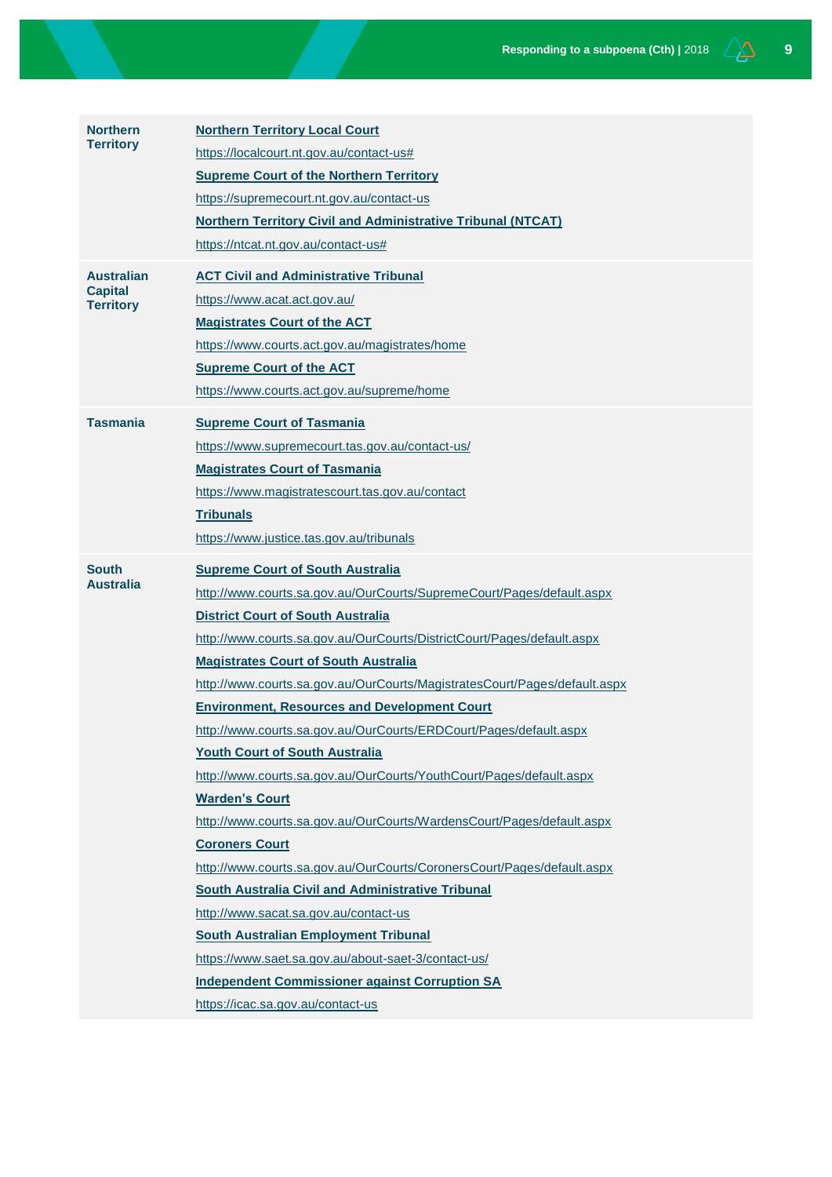| | |
|---|---|
| **Northern Territory** | **Northern Territory Local Court**<br>https://localcourt.nt.gov.au/contact-us#<br>**Supreme Court of the Northern Territory**<br>https://supremecourt.nt.gov.au/contact-us<br>**Northern Territory Civil and Administrative Tribunal (NTCAT)**<br>https://ntcat.nt.gov.au/contact-us# |
| **Australian Capital Territory** | **ACT Civil and Administrative Tribunal**<br>https://www.acat.act.gov.au/<br>**Magistrates Court of the ACT**<br>https://www.courts.act.gov.au/magistrates/home<br>**Supreme Court of the ACT**<br>https://www.courts.act.gov.au/supreme/home |
| **Tasmania** | **Supreme Court of Tasmania**<br>https://www.supremecourt.tas.gov.au/contact-us/<br>**Magistrates Court of Tasmania**<br>https://www.magistratescourt.tas.gov.au/contact<br>**Tribunals**<br>https://www.justice.tas.gov.au/tribunals |
| **South Australia** | **Supreme Court of South Australia**<br>http://www.courts.sa.gov.au/OurCourts/SupremeCourt/Pages/default.aspx<br>**District Court of South Australia**<br>http://www.courts.sa.gov.au/OurCourts/DistrictCourt/Pages/default.aspx<br>**Magistrates Court of South Australia**<br>http://www.courts.sa.gov.au/OurCourts/MagistratesCourt/Pages/default.aspx<br>**Environment, Resources and Development Court**<br>http://www.courts.sa.gov.au/OurCourts/ERDCourt/Pages/default.aspx<br>**Youth Court of South Australia**<br>http://www.courts.sa.gov.au/OurCourts/YouthCourt/Pages/default.aspx<br>**Warden's Court**<br>http://www.courts.sa.gov.au/OurCourts/WardensCourt/Pages/default.aspx<br>**Coroners Court**<br>http://www.courts.sa.gov.au/OurCourts/CoronersCourt/Pages/default.aspx<br>**South Australia Civil and Administrative Tribunal**<br>http://www.sacat.sa.gov.au/contact-us<br>**South Australian Employment Tribunal**<br>https://www.saet.sa.gov.au/about-saet-3/contact-us/<br>**Independent Commissioner against Corruption SA**<br>https://icac.sa.gov.au/contact-us |